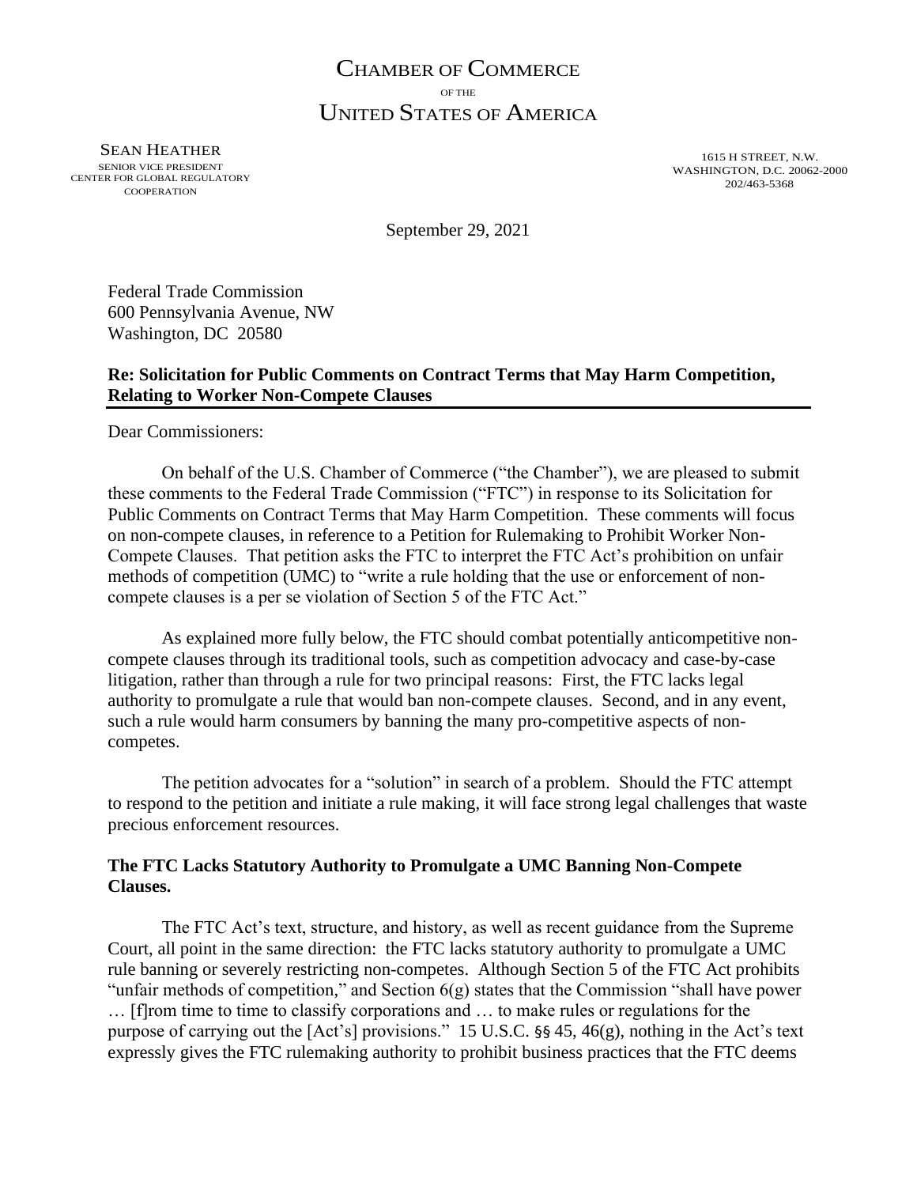# CHAMBER OF COMMERCE
OF THE
# UNITED STATES OF AMERICA

SEAN HEATHER
SENIOR VICE PRESIDENT
CENTER FOR GLOBAL REGULATORY COOPERATION

1615 H STREET, N.W.
WASHINGTON, D.C. 20062-2000
202/463-5368

September 29, 2021

Federal Trade Commission
600 Pennsylvania Avenue, NW
Washington, DC 20580

**Re: Solicitation for Public Comments on Contract Terms that May Harm Competition, Relating to Worker Non-Compete Clauses**

Dear Commissioners:

On behalf of the U.S. Chamber of Commerce ("the Chamber"), we are pleased to submit these comments to the Federal Trade Commission ("FTC") in response to its Solicitation for Public Comments on Contract Terms that May Harm Competition. These comments will focus on non-compete clauses, in reference to a Petition for Rulemaking to Prohibit Worker Non-Compete Clauses. That petition asks the FTC to interpret the FTC Act's prohibition on unfair methods of competition (UMC) to "write a rule holding that the use or enforcement of non-compete clauses is a per se violation of Section 5 of the FTC Act."

As explained more fully below, the FTC should combat potentially anticompetitive non-compete clauses through its traditional tools, such as competition advocacy and case-by-case litigation, rather than through a rule for two principal reasons: First, the FTC lacks legal authority to promulgate a rule that would ban non-compete clauses. Second, and in any event, such a rule would harm consumers by banning the many pro-competitive aspects of non-competes.

The petition advocates for a "solution" in search of a problem. Should the FTC attempt to respond to the petition and initiate a rule making, it will face strong legal challenges that waste precious enforcement resources.

**The FTC Lacks Statutory Authority to Promulgate a UMC Banning Non-Compete Clauses.**

The FTC Act's text, structure, and history, as well as recent guidance from the Supreme Court, all point in the same direction: the FTC lacks statutory authority to promulgate a UMC rule banning or severely restricting non-competes. Although Section 5 of the FTC Act prohibits "unfair methods of competition," and Section 6(g) states that the Commission "shall have power … [f]rom time to time to classify corporations and … to make rules or regulations for the purpose of carrying out the [Act's] provisions." 15 U.S.C. §§ 45, 46(g), nothing in the Act's text expressly gives the FTC rulemaking authority to prohibit business practices that the FTC deems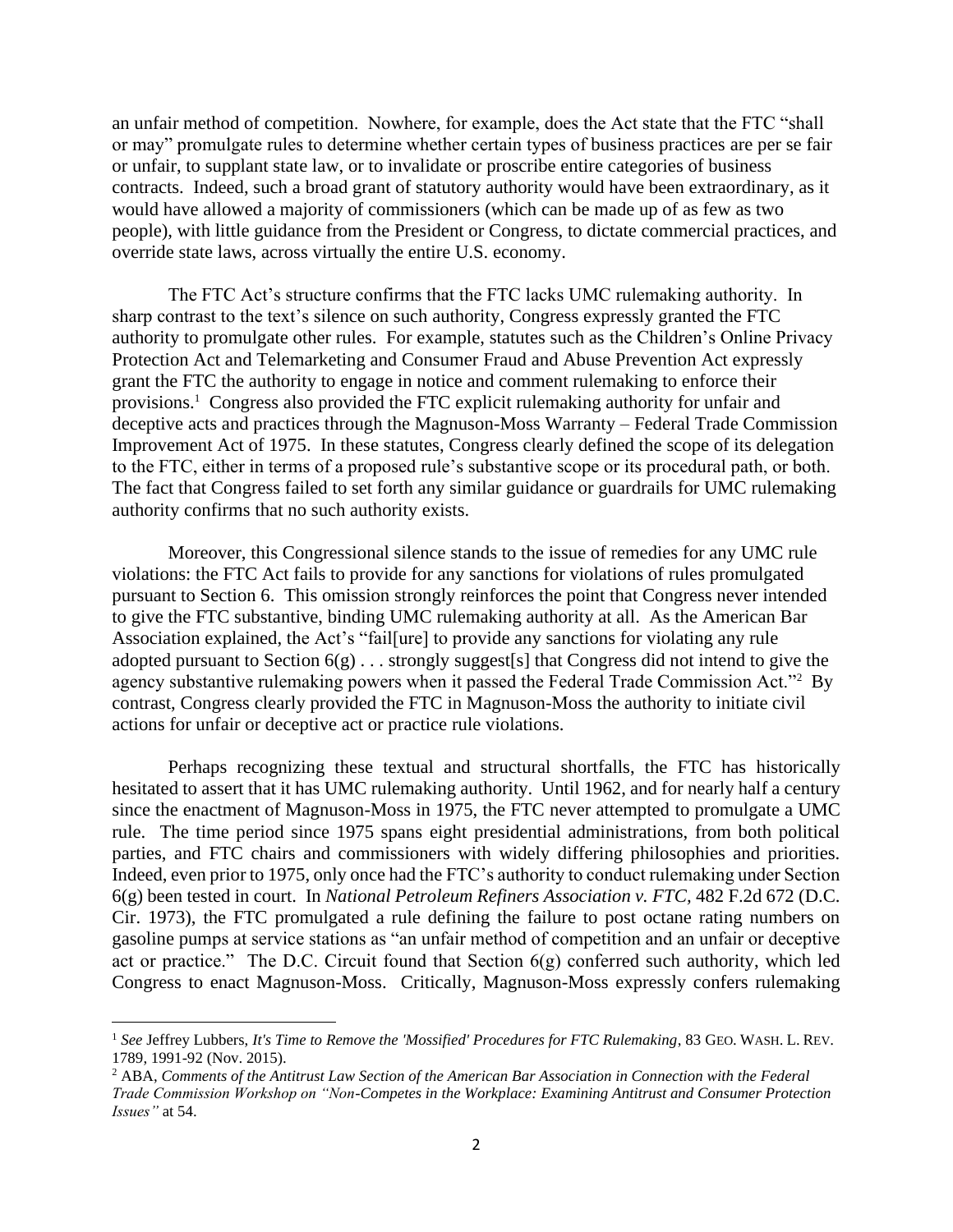an unfair method of competition. Nowhere, for example, does the Act state that the FTC "shall or may" promulgate rules to determine whether certain types of business practices are per se fair or unfair, to supplant state law, or to invalidate or proscribe entire categories of business contracts. Indeed, such a broad grant of statutory authority would have been extraordinary, as it would have allowed a majority of commissioners (which can be made up of as few as two people), with little guidance from the President or Congress, to dictate commercial practices, and override state laws, across virtually the entire U.S. economy.

The FTC Act's structure confirms that the FTC lacks UMC rulemaking authority. In sharp contrast to the text's silence on such authority, Congress expressly granted the FTC authority to promulgate other rules. For example, statutes such as the Children's Online Privacy Protection Act and Telemarketing and Consumer Fraud and Abuse Prevention Act expressly grant the FTC the authority to engage in notice and comment rulemaking to enforce their provisions.[1] Congress also provided the FTC explicit rulemaking authority for unfair and deceptive acts and practices through the Magnuson-Moss Warranty – Federal Trade Commission Improvement Act of 1975. In these statutes, Congress clearly defined the scope of its delegation to the FTC, either in terms of a proposed rule's substantive scope or its procedural path, or both. The fact that Congress failed to set forth any similar guidance or guardrails for UMC rulemaking authority confirms that no such authority exists.

Moreover, this Congressional silence stands to the issue of remedies for any UMC rule violations: the FTC Act fails to provide for any sanctions for violations of rules promulgated pursuant to Section 6. This omission strongly reinforces the point that Congress never intended to give the FTC substantive, binding UMC rulemaking authority at all. As the American Bar Association explained, the Act's "fail[ure] to provide any sanctions for violating any rule adopted pursuant to Section 6(g) . . . strongly suggest[s] that Congress did not intend to give the agency substantive rulemaking powers when it passed the Federal Trade Commission Act."[2] By contrast, Congress clearly provided the FTC in Magnuson-Moss the authority to initiate civil actions for unfair or deceptive act or practice rule violations.

Perhaps recognizing these textual and structural shortfalls, the FTC has historically hesitated to assert that it has UMC rulemaking authority. Until 1962, and for nearly half a century since the enactment of Magnuson-Moss in 1975, the FTC never attempted to promulgate a UMC rule. The time period since 1975 spans eight presidential administrations, from both political parties, and FTC chairs and commissioners with widely differing philosophies and priorities. Indeed, even prior to 1975, only once had the FTC's authority to conduct rulemaking under Section 6(g) been tested in court. In *National Petroleum Refiners Association v. FTC*, 482 F.2d 672 (D.C. Cir. 1973), the FTC promulgated a rule defining the failure to post octane rating numbers on gasoline pumps at service stations as "an unfair method of competition and an unfair or deceptive act or practice." The D.C. Circuit found that Section 6(g) conferred such authority, which led Congress to enact Magnuson-Moss. Critically, Magnuson-Moss expressly confers rulemaking

---

[1] *See* Jeffrey Lubbers, *It's Time to Remove the 'Mossified' Procedures for FTC Rulemaking*, 83 GEO. WASH. L. REV. 1789, 1991-92 (Nov. 2015).

[2] ABA, *Comments of the Antitrust Law Section of the American Bar Association in Connection with the Federal Trade Commission Workshop on "Non-Competes in the Workplace: Examining Antitrust and Consumer Protection Issues"* at 54.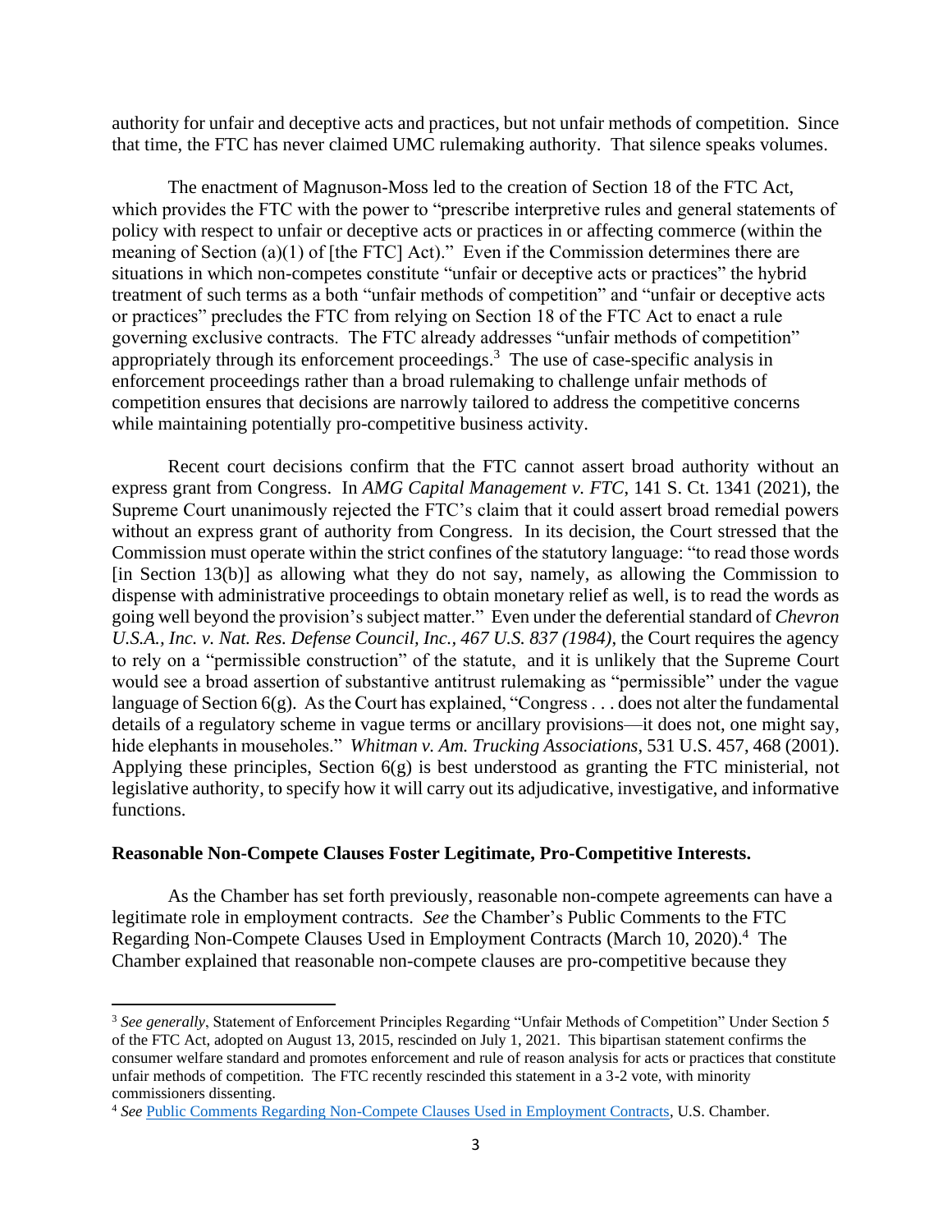authority for unfair and deceptive acts and practices, but not unfair methods of competition. Since that time, the FTC has never claimed UMC rulemaking authority. That silence speaks volumes.

The enactment of Magnuson-Moss led to the creation of Section 18 of the FTC Act, which provides the FTC with the power to "prescribe interpretive rules and general statements of policy with respect to unfair or deceptive acts or practices in or affecting commerce (within the meaning of Section (a)(1) of [the FTC] Act)." Even if the Commission determines there are situations in which non-competes constitute "unfair or deceptive acts or practices" the hybrid treatment of such terms as a both "unfair methods of competition" and "unfair or deceptive acts or practices" precludes the FTC from relying on Section 18 of the FTC Act to enact a rule governing exclusive contracts. The FTC already addresses "unfair methods of competition" appropriately through its enforcement proceedings.[3] The use of case-specific analysis in enforcement proceedings rather than a broad rulemaking to challenge unfair methods of competition ensures that decisions are narrowly tailored to address the competitive concerns while maintaining potentially pro-competitive business activity.

Recent court decisions confirm that the FTC cannot assert broad authority without an express grant from Congress. In *AMG Capital Management v. FTC*, 141 S. Ct. 1341 (2021), the Supreme Court unanimously rejected the FTC's claim that it could assert broad remedial powers without an express grant of authority from Congress. In its decision, the Court stressed that the Commission must operate within the strict confines of the statutory language: "to read those words [in Section 13(b)] as allowing what they do not say, namely, as allowing the Commission to dispense with administrative proceedings to obtain monetary relief as well, is to read the words as going well beyond the provision's subject matter." Even under the deferential standard of *Chevron U.S.A., Inc. v. Nat. Res. Defense Council, Inc., 467 U.S. 837 (1984)*, the Court requires the agency to rely on a "permissible construction" of the statute, and it is unlikely that the Supreme Court would see a broad assertion of substantive antitrust rulemaking as "permissible" under the vague language of Section 6(g). As the Court has explained, "Congress . . . does not alter the fundamental details of a regulatory scheme in vague terms or ancillary provisions—it does not, one might say, hide elephants in mouseholes." *Whitman v. Am. Trucking Associations*, 531 U.S. 457, 468 (2001). Applying these principles, Section 6(g) is best understood as granting the FTC ministerial, not legislative authority, to specify how it will carry out its adjudicative, investigative, and informative functions.

**Reasonable Non-Compete Clauses Foster Legitimate, Pro-Competitive Interests.**

As the Chamber has set forth previously, reasonable non-compete agreements can have a legitimate role in employment contracts. *See* the Chamber's Public Comments to the FTC Regarding Non-Compete Clauses Used in Employment Contracts (March 10, 2020).[4] The Chamber explained that reasonable non-compete clauses are pro-competitive because they

---

[3] *See generally*, Statement of Enforcement Principles Regarding "Unfair Methods of Competition" Under Section 5 of the FTC Act, adopted on August 13, 2015, rescinded on July 1, 2021. This bipartisan statement confirms the consumer welfare standard and promotes enforcement and rule of reason analysis for acts or practices that constitute unfair methods of competition. The FTC recently rescinded this statement in a 3-2 vote, with minority commissioners dissenting.

[4] *See* Public Comments Regarding Non-Compete Clauses Used in Employment Contracts, U.S. Chamber.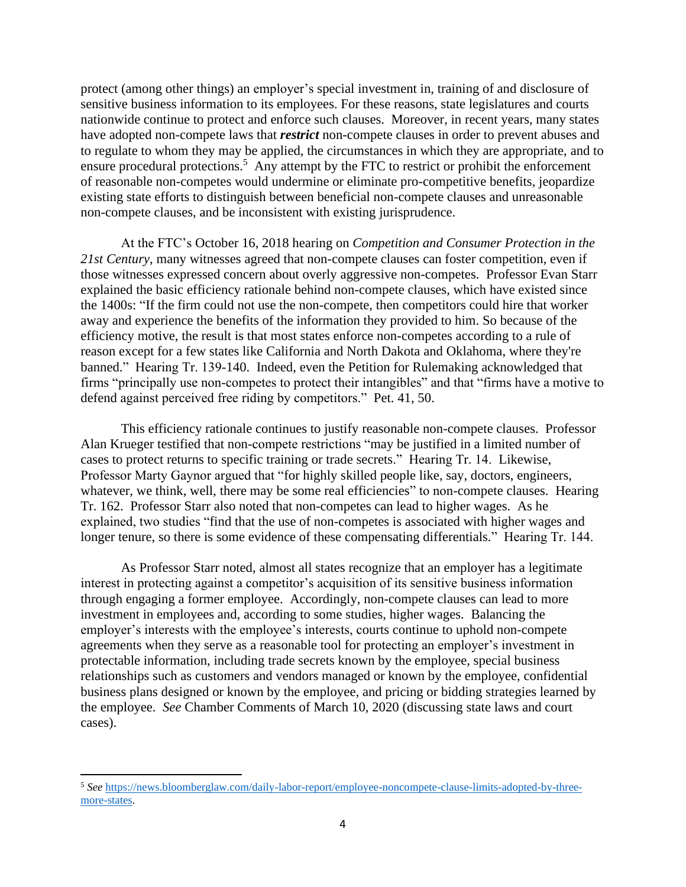protect (among other things) an employer's special investment in, training of and disclosure of sensitive business information to its employees. For these reasons, state legislatures and courts nationwide continue to protect and enforce such clauses. Moreover, in recent years, many states have adopted non-compete laws that ***restrict*** non-compete clauses in order to prevent abuses and to regulate to whom they may be applied, the circumstances in which they are appropriate, and to ensure procedural protections.[5] Any attempt by the FTC to restrict or prohibit the enforcement of reasonable non-competes would undermine or eliminate pro-competitive benefits, jeopardize existing state efforts to distinguish between beneficial non-compete clauses and unreasonable non-compete clauses, and be inconsistent with existing jurisprudence.

At the FTC's October 16, 2018 hearing on *Competition and Consumer Protection in the 21st Century*, many witnesses agreed that non-compete clauses can foster competition, even if those witnesses expressed concern about overly aggressive non-competes. Professor Evan Starr explained the basic efficiency rationale behind non-compete clauses, which have existed since the 1400s: "If the firm could not use the non-compete, then competitors could hire that worker away and experience the benefits of the information they provided to him. So because of the efficiency motive, the result is that most states enforce non-competes according to a rule of reason except for a few states like California and North Dakota and Oklahoma, where they're banned." Hearing Tr. 139-140. Indeed, even the Petition for Rulemaking acknowledged that firms "principally use non-competes to protect their intangibles" and that "firms have a motive to defend against perceived free riding by competitors." Pet. 41, 50.

This efficiency rationale continues to justify reasonable non-compete clauses. Professor Alan Krueger testified that non-compete restrictions "may be justified in a limited number of cases to protect returns to specific training or trade secrets." Hearing Tr. 14. Likewise, Professor Marty Gaynor argued that "for highly skilled people like, say, doctors, engineers, whatever, we think, well, there may be some real efficiencies" to non-compete clauses. Hearing Tr. 162. Professor Starr also noted that non-competes can lead to higher wages. As he explained, two studies "find that the use of non-competes is associated with higher wages and longer tenure, so there is some evidence of these compensating differentials." Hearing Tr. 144.

As Professor Starr noted, almost all states recognize that an employer has a legitimate interest in protecting against a competitor's acquisition of its sensitive business information through engaging a former employee. Accordingly, non-compete clauses can lead to more investment in employees and, according to some studies, higher wages. Balancing the employer's interests with the employee's interests, courts continue to uphold non-compete agreements when they serve as a reasonable tool for protecting an employer's investment in protectable information, including trade secrets known by the employee, special business relationships such as customers and vendors managed or known by the employee, confidential business plans designed or known by the employee, and pricing or bidding strategies learned by the employee. *See* Chamber Comments of March 10, 2020 (discussing state laws and court cases).

---

[5] *See* https://news.bloomberglaw.com/daily-labor-report/employee-noncompete-clause-limits-adopted-by-three-more-states.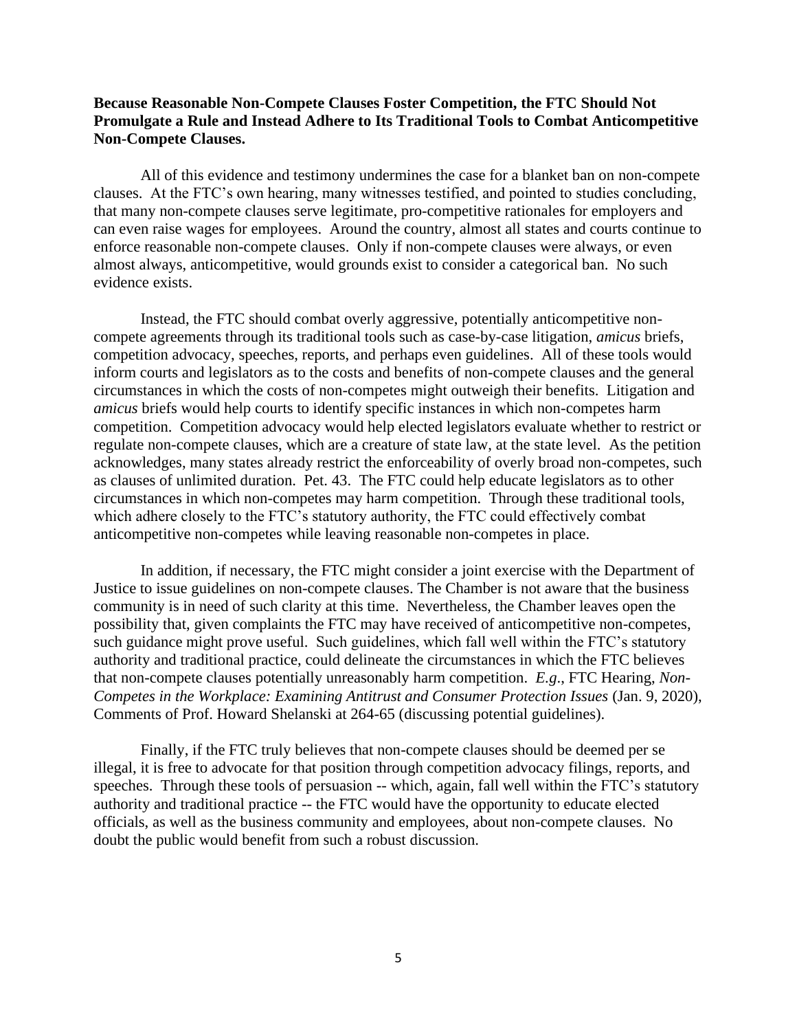**Because Reasonable Non-Compete Clauses Foster Competition, the FTC Should Not Promulgate a Rule and Instead Adhere to Its Traditional Tools to Combat Anticompetitive Non-Compete Clauses.**

All of this evidence and testimony undermines the case for a blanket ban on non-compete clauses. At the FTC's own hearing, many witnesses testified, and pointed to studies concluding, that many non-compete clauses serve legitimate, pro-competitive rationales for employers and can even raise wages for employees. Around the country, almost all states and courts continue to enforce reasonable non-compete clauses. Only if non-compete clauses were always, or even almost always, anticompetitive, would grounds exist to consider a categorical ban. No such evidence exists.

Instead, the FTC should combat overly aggressive, potentially anticompetitive non-compete agreements through its traditional tools such as case-by-case litigation, *amicus* briefs, competition advocacy, speeches, reports, and perhaps even guidelines. All of these tools would inform courts and legislators as to the costs and benefits of non-compete clauses and the general circumstances in which the costs of non-competes might outweigh their benefits. Litigation and *amicus* briefs would help courts to identify specific instances in which non-competes harm competition. Competition advocacy would help elected legislators evaluate whether to restrict or regulate non-compete clauses, which are a creature of state law, at the state level. As the petition acknowledges, many states already restrict the enforceability of overly broad non-competes, such as clauses of unlimited duration. Pet. 43. The FTC could help educate legislators as to other circumstances in which non-competes may harm competition. Through these traditional tools, which adhere closely to the FTC's statutory authority, the FTC could effectively combat anticompetitive non-competes while leaving reasonable non-competes in place.

In addition, if necessary, the FTC might consider a joint exercise with the Department of Justice to issue guidelines on non-compete clauses. The Chamber is not aware that the business community is in need of such clarity at this time. Nevertheless, the Chamber leaves open the possibility that, given complaints the FTC may have received of anticompetitive non-competes, such guidance might prove useful. Such guidelines, which fall well within the FTC's statutory authority and traditional practice, could delineate the circumstances in which the FTC believes that non-compete clauses potentially unreasonably harm competition. *E.g*., FTC Hearing, *Non-Competes in the Workplace: Examining Antitrust and Consumer Protection Issues* (Jan. 9, 2020), Comments of Prof. Howard Shelanski at 264-65 (discussing potential guidelines).

Finally, if the FTC truly believes that non-compete clauses should be deemed per se illegal, it is free to advocate for that position through competition advocacy filings, reports, and speeches. Through these tools of persuasion -- which, again, fall well within the FTC's statutory authority and traditional practice -- the FTC would have the opportunity to educate elected officials, as well as the business community and employees, about non-compete clauses. No doubt the public would benefit from such a robust discussion.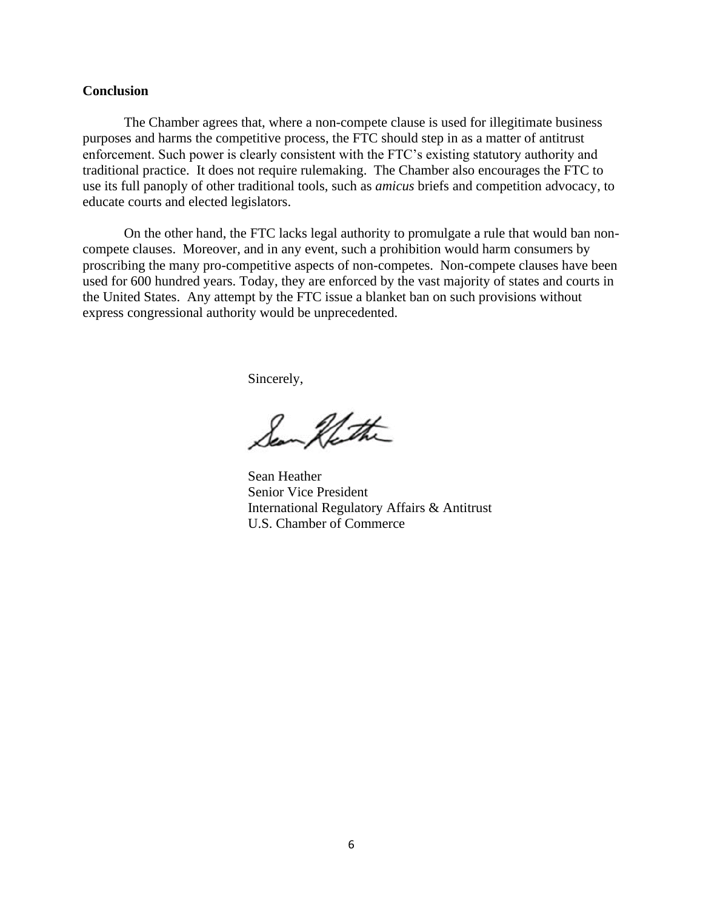**Conclusion**

The Chamber agrees that, where a non-compete clause is used for illegitimate business purposes and harms the competitive process, the FTC should step in as a matter of antitrust enforcement. Such power is clearly consistent with the FTC's existing statutory authority and traditional practice. It does not require rulemaking. The Chamber also encourages the FTC to use its full panoply of other traditional tools, such as *amicus* briefs and competition advocacy, to educate courts and elected legislators.

On the other hand, the FTC lacks legal authority to promulgate a rule that would ban non-compete clauses. Moreover, and in any event, such a prohibition would harm consumers by proscribing the many pro-competitive aspects of non-competes. Non-compete clauses have been used for 600 hundred years. Today, they are enforced by the vast majority of states and courts in the United States. Any attempt by the FTC issue a blanket ban on such provisions without express congressional authority would be unprecedented.

Sincerely,

Sean Heather
Senior Vice President
International Regulatory Affairs & Antitrust
U.S. Chamber of Commerce